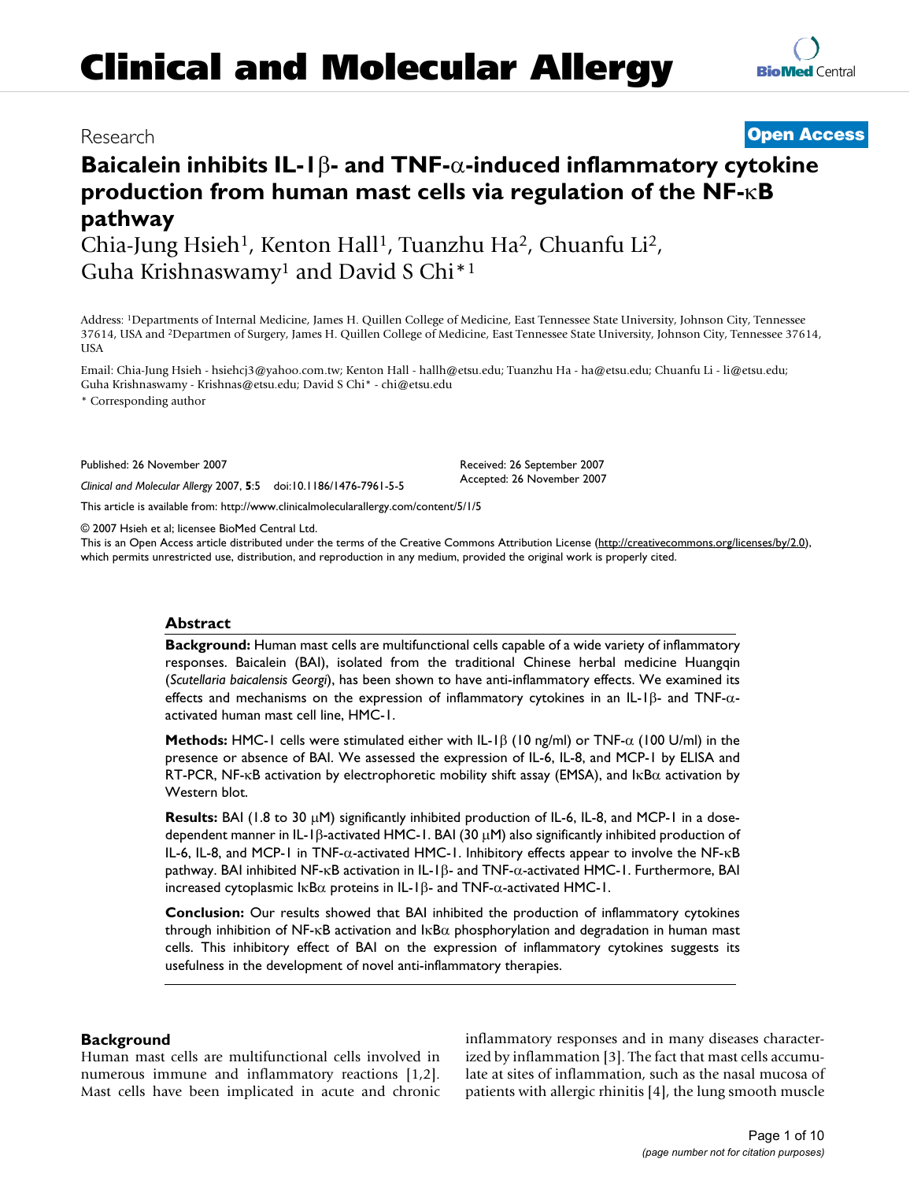# Clinical and Molecular Allergy

Research

**Open Access**

# Baicalein inhibits IL-1β- and TNF-α-induced inflammatory cytokine production from human mast cells via regulation of the NF-κB pathway

Chia-Jung Hsieh[1], Kenton Hall[1], Tuanzhu Ha[2], Chuanfu Li[2], Guha Krishnaswamy[1] and David S Chi*[1]

Address: [1]Departments of Internal Medicine, James H. Quillen College of Medicine, East Tennessee State University, Johnson City, Tennessee 37614, USA and [2]Departmen of Surgery, James H. Quillen College of Medicine, East Tennessee State University, Johnson City, Tennessee 37614, USA

Email: Chia-Jung Hsieh - hsiehcj3@yahoo.com.tw; Kenton Hall - hallh@etsu.edu; Tuanzhu Ha - ha@etsu.edu; Chuanfu Li - li@etsu.edu; Guha Krishnaswamy - Krishnas@etsu.edu; David S Chi* - chi@etsu.edu

\* Corresponding author

Published: 26 November 2007

*Clinical and Molecular Allergy* 2007, **5**:5 doi:10.1186/1476-7961-5-5

Received: 26 September 2007
Accepted: 26 November 2007

This article is available from: http://www.clinicalmolecularallergy.com/content/5/1/5

© 2007 Hsieh et al; licensee BioMed Central Ltd.
This is an Open Access article distributed under the terms of the Creative Commons Attribution License (http://creativecommons.org/licenses/by/2.0), which permits unrestricted use, distribution, and reproduction in any medium, provided the original work is properly cited.

## Abstract

**Background:** Human mast cells are multifunctional cells capable of a wide variety of inflammatory responses. Baicalein (BAI), isolated from the traditional Chinese herbal medicine Huangqin (*Scutellaria baicalensis Georgi*), has been shown to have anti-inflammatory effects. We examined its effects and mechanisms on the expression of inflammatory cytokines in an IL-1β- and TNF-α-activated human mast cell line, HMC-1.

**Methods:** HMC-1 cells were stimulated either with IL-1β (10 ng/ml) or TNF-α (100 U/ml) in the presence or absence of BAI. We assessed the expression of IL-6, IL-8, and MCP-1 by ELISA and RT-PCR, NF-κB activation by electrophoretic mobility shift assay (EMSA), and IκBα activation by Western blot.

**Results:** BAI (1.8 to 30 μM) significantly inhibited production of IL-6, IL-8, and MCP-1 in a dose-dependent manner in IL-1β-activated HMC-1. BAI (30 μM) also significantly inhibited production of IL-6, IL-8, and MCP-1 in TNF-α-activated HMC-1. Inhibitory effects appear to involve the NF-κB pathway. BAI inhibited NF-κB activation in IL-1β- and TNF-α-activated HMC-1. Furthermore, BAI increased cytoplasmic IκBα proteins in IL-1β- and TNF-α-activated HMC-1.

**Conclusion:** Our results showed that BAI inhibited the production of inflammatory cytokines through inhibition of NF-κB activation and IκBα phosphorylation and degradation in human mast cells. This inhibitory effect of BAI on the expression of inflammatory cytokines suggests its usefulness in the development of novel anti-inflammatory therapies.

## Background

Human mast cells are multifunctional cells involved in numerous immune and inflammatory reactions [1,2]. Mast cells have been implicated in acute and chronic inflammatory responses and in many diseases characterized by inflammation [3]. The fact that mast cells accumulate at sites of inflammation, such as the nasal mucosa of patients with allergic rhinitis [4], the lung smooth muscle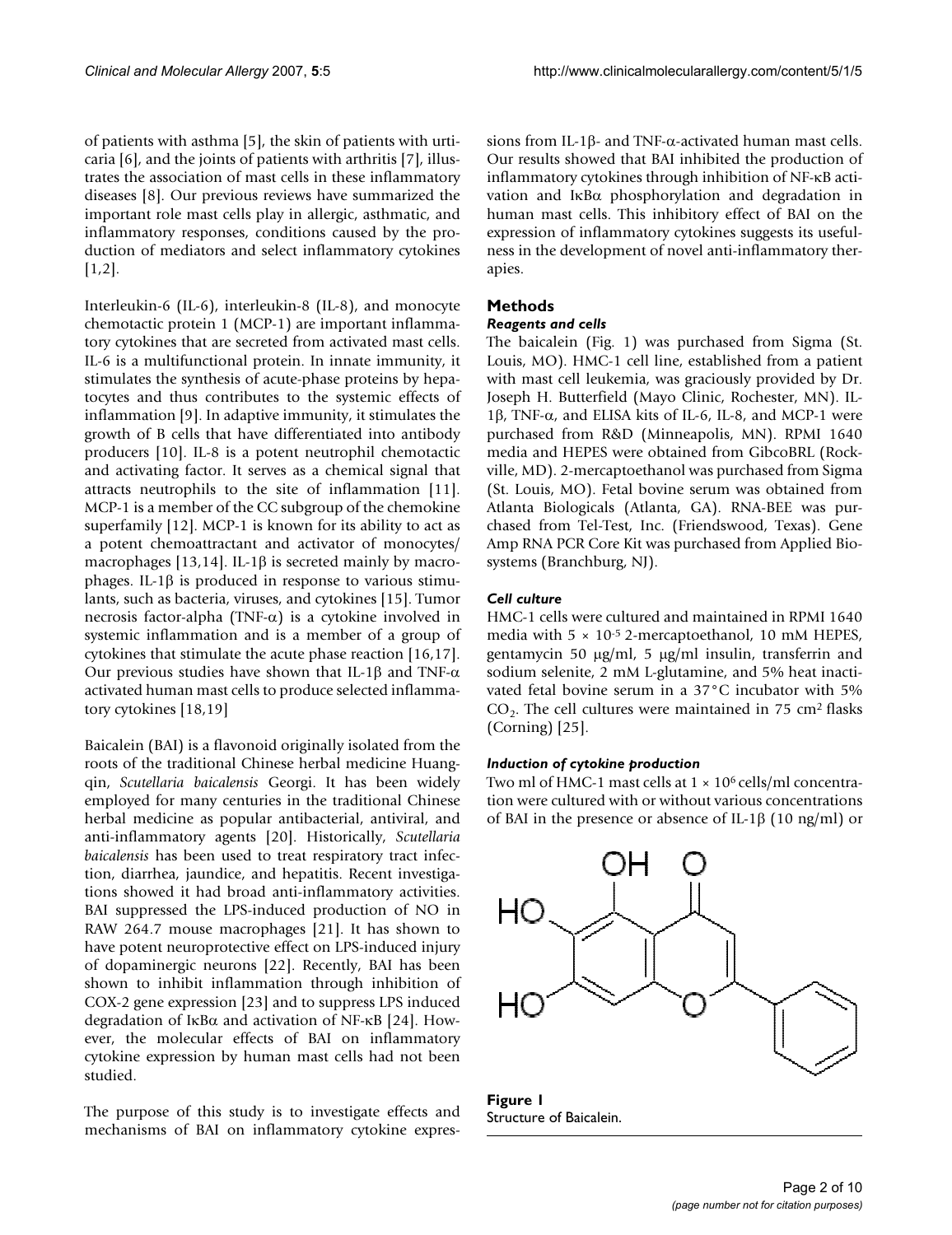of patients with asthma [5], the skin of patients with urticaria [6], and the joints of patients with arthritis [7], illustrates the association of mast cells in these inflammatory diseases [8]. Our previous reviews have summarized the important role mast cells play in allergic, asthmatic, and inflammatory responses, conditions caused by the production of mediators and select inflammatory cytokines [1,2].

Interleukin-6 (IL-6), interleukin-8 (IL-8), and monocyte chemotactic protein 1 (MCP-1) are important inflammatory cytokines that are secreted from activated mast cells. IL-6 is a multifunctional protein. In innate immunity, it stimulates the synthesis of acute-phase proteins by hepatocytes and thus contributes to the systemic effects of inflammation [9]. In adaptive immunity, it stimulates the growth of B cells that have differentiated into antibody producers [10]. IL-8 is a potent neutrophil chemotactic and activating factor. It serves as a chemical signal that attracts neutrophils to the site of inflammation [11]. MCP-1 is a member of the CC subgroup of the chemokine superfamily [12]. MCP-1 is known for its ability to act as a potent chemoattractant and activator of monocytes/macrophages [13,14]. IL-1β is secreted mainly by macrophages. IL-1β is produced in response to various stimulants, such as bacteria, viruses, and cytokines [15]. Tumor necrosis factor-alpha (TNF-α) is a cytokine involved in systemic inflammation and is a member of a group of cytokines that stimulate the acute phase reaction [16,17]. Our previous studies have shown that IL-1β and TNF-α activated human mast cells to produce selected inflammatory cytokines [18,19]

Baicalein (BAI) is a flavonoid originally isolated from the roots of the traditional Chinese herbal medicine Huangqin, *Scutellaria baicalensis* Georgi. It has been widely employed for many centuries in the traditional Chinese herbal medicine as popular antibacterial, antiviral, and anti-inflammatory agents [20]. Historically, *Scutellaria baicalensis* has been used to treat respiratory tract infection, diarrhea, jaundice, and hepatitis. Recent investigations showed it had broad anti-inflammatory activities. BAI suppressed the LPS-induced production of NO in RAW 264.7 mouse macrophages [21]. It has shown to have potent neuroprotective effect on LPS-induced injury of dopaminergic neurons [22]. Recently, BAI has been shown to inhibit inflammation through inhibition of COX-2 gene expression [23] and to suppress LPS induced degradation of IκBα and activation of NF-κB [24]. However, the molecular effects of BAI on inflammatory cytokine expression by human mast cells had not been studied.

The purpose of this study is to investigate effects and mechanisms of BAI on inflammatory cytokine expressions from IL-1β- and TNF-α-activated human mast cells. Our results showed that BAI inhibited the production of inflammatory cytokines through inhibition of NF-κB activation and IκBα phosphorylation and degradation in human mast cells. This inhibitory effect of BAI on the expression of inflammatory cytokines suggests its usefulness in the development of novel anti-inflammatory therapies.

## Methods

### *Reagents and cells*

The baicalein (Fig. 1) was purchased from Sigma (St. Louis, MO). HMC-1 cell line, established from a patient with mast cell leukemia, was graciously provided by Dr. Joseph H. Butterfield (Mayo Clinic, Rochester, MN). IL-1β, TNF-α, and ELISA kits of IL-6, IL-8, and MCP-1 were purchased from R&D (Minneapolis, MN). RPMI 1640 media and HEPES were obtained from GibcoBRL (Rockville, MD). 2-mercaptoethanol was purchased from Sigma (St. Louis, MO). Fetal bovine serum was obtained from Atlanta Biologicals (Atlanta, GA). RNA-BEE was purchased from Tel-Test, Inc. (Friendswood, Texas). Gene Amp RNA PCR Core Kit was purchased from Applied Biosystems (Branchburg, NJ).

### *Cell culture*

HMC-1 cells were cultured and maintained in RPMI 1640 media with $5 \times 10^{-5}$ 2-mercaptoethanol, 10 mM HEPES, gentamycin 50 μg/ml, 5 μg/ml insulin, transferrin and sodium selenite, 2 mM L-glutamine, and 5% heat inactivated fetal bovine serum in a 37°C incubator with 5% $CO_2$. The cell cultures were maintained in 75 $cm^2$ flasks (Corning) [25].

### *Induction of cytokine production*

Two ml of HMC-1 mast cells at $1 \times 10^6$ cells/ml concentration were cultured with or without various concentrations of BAI in the presence or absence of IL-1β (10 ng/ml) or

**Figure 1**
Structure of Baicalein.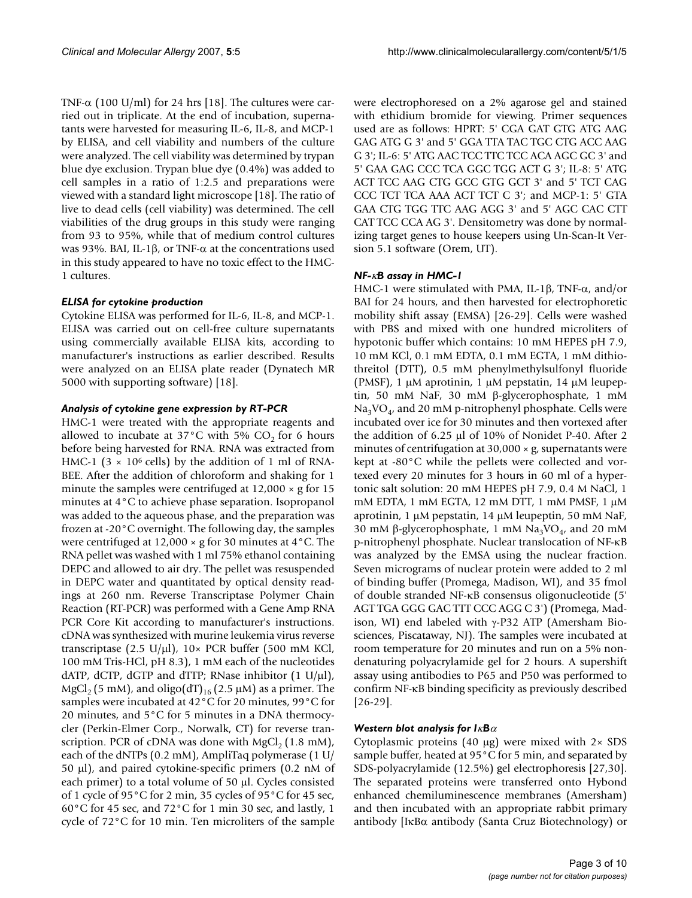TNF-α (100 U/ml) for 24 hrs [18]. The cultures were carried out in triplicate. At the end of incubation, supernatants were harvested for measuring IL-6, IL-8, and MCP-1 by ELISA, and cell viability and numbers of the culture were analyzed. The cell viability was determined by trypan blue dye exclusion. Trypan blue dye (0.4%) was added to cell samples in a ratio of 1:2.5 and preparations were viewed with a standard light microscope [18]. The ratio of live to dead cells (cell viability) was determined. The cell viabilities of the drug groups in this study were ranging from 93 to 95%, while that of medium control cultures was 93%. BAI, IL-1β, or TNF-α at the concentrations used in this study appeared to have no toxic effect to the HMC-1 cultures.

### *ELISA for cytokine production*

Cytokine ELISA was performed for IL-6, IL-8, and MCP-1. ELISA was carried out on cell-free culture supernatants using commercially available ELISA kits, according to manufacturer's instructions as earlier described. Results were analyzed on an ELISA plate reader (Dynatech MR 5000 with supporting software) [18].

### *Analysis of cytokine gene expression by RT-PCR*

HMC-1 were treated with the appropriate reagents and allowed to incubate at 37°C with 5% $CO_2$ for 6 hours before being harvested for RNA. RNA was extracted from HMC-1 ($3 \times 10^6$ cells) by the addition of 1 ml of RNA-BEE. After the addition of chloroform and shaking for 1 minute the samples were centrifuged at 12,000 × g for 15 minutes at 4°C to achieve phase separation. Isopropanol was added to the aqueous phase, and the preparation was frozen at -20°C overnight. The following day, the samples were centrifuged at 12,000 × g for 30 minutes at 4°C. The RNA pellet was washed with 1 ml 75% ethanol containing DEPC and allowed to air dry. The pellet was resuspended in DEPC water and quantitated by optical density readings at 260 nm. Reverse Transcriptase Polymer Chain Reaction (RT-PCR) was performed with a Gene Amp RNA PCR Core Kit according to manufacturer's instructions. cDNA was synthesized with murine leukemia virus reverse transcriptase (2.5 U/μl), 10× PCR buffer (500 mM KCl, 100 mM Tris-HCl, pH 8.3), 1 mM each of the nucleotides dATP, dCTP, dGTP and dTTP; RNase inhibitor (1 U/μl), $MgCl_2$ (5 mM), and oligo$(dT)_{16}$ (2.5 μM) as a primer. The samples were incubated at 42°C for 20 minutes, 99°C for 20 minutes, and 5°C for 5 minutes in a DNA thermocycler (Perkin-Elmer Corp., Norwalk, CT) for reverse transcription. PCR of cDNA was done with $MgCl_2$ (1.8 mM), each of the dNTPs (0.2 mM), AmpliTaq polymerase (1 U/50 μl), and paired cytokine-specific primers (0.2 nM of each primer) to a total volume of 50 μl. Cycles consisted of 1 cycle of 95°C for 2 min, 35 cycles of 95°C for 45 sec, 60°C for 45 sec, and 72°C for 1 min 30 sec, and lastly, 1 cycle of 72°C for 10 min. Ten microliters of the sample were electrophoresed on a 2% agarose gel and stained with ethidium bromide for viewing. Primer sequences used are as follows: HPRT: 5' CGA GAT GTG ATG AAG GAG ATG G 3' and 5' GGA TTA TAC TGC CTG ACC AAG G 3'; IL-6: 5' ATG AAC TCC TTC TCC ACA AGC GC 3' and 5' GAA GAG CCC TCA GGC TGG ACT G 3'; IL-8: 5' ATG ACT TCC AAG CTG GCC GTG GCT 3' and 5' TCT CAG CCC TCT TCA AAA ACT TCT C 3'; and MCP-1: 5' GTA GAA CTG TGG TTC AAG AGG 3' and 5' AGC CAC CTT CAT TCC CCA AG 3'. Densitometry was done by normalizing target genes to house keepers using Un-Scan-It Version 5.1 software (Orem, UT).

### *NF-κB assay in HMC-1*

HMC-1 were stimulated with PMA, IL-1β, TNF-α, and/or BAI for 24 hours, and then harvested for electrophoretic mobility shift assay (EMSA) [26-29]. Cells were washed with PBS and mixed with one hundred microliters of hypotonic buffer which contains: 10 mM HEPES pH 7.9, 10 mM KCl, 0.1 mM EDTA, 0.1 mM EGTA, 1 mM dithiothreitol (DTT), 0.5 mM phenylmethylsulfonyl fluoride (PMSF), 1 μM aprotinin, 1 μM pepstatin, 14 μM leupeptin, 50 mM NaF, 30 mM β-glycerophosphate, 1 mM $Na_3VO_4$, and 20 mM p-nitrophenyl phosphate. Cells were incubated over ice for 30 minutes and then vortexed after the addition of 6.25 μl of 10% of Nonidet P-40. After 2 minutes of centrifugation at 30,000 × g, supernatants were kept at -80°C while the pellets were collected and vortexed every 20 minutes for 3 hours in 60 ml of a hypertonic salt solution: 20 mM HEPES pH 7.9, 0.4 M NaCl, 1 mM EDTA, 1 mM EGTA, 12 mM DTT, 1 mM PMSF, 1 μM aprotinin, 1 μM pepstatin, 14 μM leupeptin, 50 mM NaF, 30 mM β-glycerophosphate, 1 mM $Na_3VO_4$, and 20 mM p-nitrophenyl phosphate. Nuclear translocation of NF-κB was analyzed by the EMSA using the nuclear fraction. Seven micrograms of nuclear protein were added to 2 ml of binding buffer (Promega, Madison, WI), and 35 fmol of double stranded NF-κB consensus oligonucleotide (5' AGT TGA GGG GAC TTT CCC AGG C 3') (Promega, Madison, WI) end labeled with γ-P32 ATP (Amersham Biosciences, Piscataway, NJ). The samples were incubated at room temperature for 20 minutes and run on a 5% nondenaturing polyacrylamide gel for 2 hours. A supershift assay using antibodies to P65 and P50 was performed to confirm NF-κB binding specificity as previously described [26-29].

### *Western blot analysis for IκBα*

Cytoplasmic proteins (40 μg) were mixed with 2× SDS sample buffer, heated at 95°C for 5 min, and separated by SDS-polyacrylamide (12.5%) gel electrophoresis [27,30]. The separated proteins were transferred onto Hybond enhanced chemiluminescence membranes (Amersham) and then incubated with an appropriate rabbit primary antibody [IκBα antibody (Santa Cruz Biotechnology) or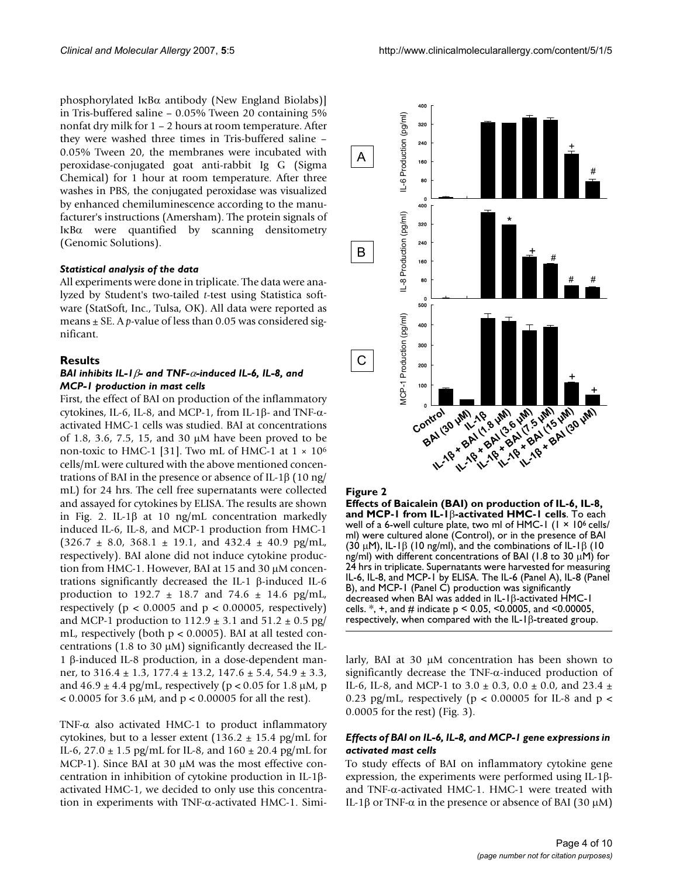phosphorylated IκBα antibody (New England Biolabs)] in Tris-buffered saline – 0.05% Tween 20 containing 5% nonfat dry milk for 1 – 2 hours at room temperature. After they were washed three times in Tris-buffered saline – 0.05% Tween 20, the membranes were incubated with peroxidase-conjugated goat anti-rabbit Ig G (Sigma Chemical) for 1 hour at room temperature. After three washes in PBS, the conjugated peroxidase was visualized by enhanced chemiluminescence according to the manufacturer's instructions (Amersham). The protein signals of IκBα were quantified by scanning densitometry (Genomic Solutions).

### *Statistical analysis of the data*

All experiments were done in triplicate. The data were analyzed by Student's two-tailed *t*-test using Statistica software (StatSoft, Inc., Tulsa, OK). All data were reported as means ± SE. A *p*-value of less than 0.05 was considered significant.

## Results

### *BAI inhibits IL-1β- and TNF-α-induced IL-6, IL-8, and MCP-1 production in mast cells*

First, the effect of BAI on production of the inflammatory cytokines, IL-6, IL-8, and MCP-1, from IL-1β- and TNF-α-activated HMC-1 cells was studied. BAI at concentrations of 1.8, 3.6, 7.5, 15, and 30 μM have been proved to be non-toxic to HMC-1 [31]. Two mL of HMC-1 at $1 \times 10^6$ cells/mL were cultured with the above mentioned concentrations of BAI in the presence or absence of IL-1β (10 ng/mL) for 24 hrs. The cell free supernatants were collected and assayed for cytokines by ELISA. The results are shown in Fig. 2. IL-1β at 10 ng/mL concentration markedly induced IL-6, IL-8, and MCP-1 production from HMC-1 (326.7 ± 8.0, 368.1 ± 19.1, and 432.4 ± 40.9 pg/mL, respectively). BAI alone did not induce cytokine production from HMC-1. However, BAI at 15 and 30 μM concentrations significantly decreased the IL-1 β-induced IL-6 production to 192.7 ± 18.7 and 74.6 ± 14.6 pg/mL, respectively ($p < 0.0005$ and $p < 0.00005$, respectively) and MCP-1 production to 112.9 ± 3.1 and 51.2 ± 0.5 pg/mL, respectively (both $p < 0.0005$). BAI at all tested concentrations (1.8 to 30 μM) significantly decreased the IL-1 β-induced IL-8 production, in a dose-dependent manner, to 316.4 ± 1.3, 177.4 ± 13.2, 147.6 ± 5.4, 54.9 ± 3.3, and 46.9 ± 4.4 pg/mL, respectively ($p < 0.05$ for 1.8 μM, $p < 0.0005$ for 3.6 μM, and $p < 0.00005$ for all the rest).

TNF-α also activated HMC-1 to product inflammatory cytokines, but to a lesser extent (136.2 ± 15.4 pg/mL for IL-6, 27.0 ± 1.5 pg/mL for IL-8, and 160 ± 20.4 pg/mL for MCP-1). Since BAI at 30 μM was the most effective concentration in inhibition of cytokine production in IL-1β-activated HMC-1, we decided to only use this concentration in experiments with TNF-α-activated HMC-1. Similarly, BAI at 30 μM concentration has been shown to significantly decrease the TNF-α-induced production of IL-6, IL-8, and MCP-1 to 3.0 ± 0.3, 0.0 ± 0.0, and 23.4 ± 0.23 pg/mL, respectively ($p < 0.00005$ for IL-8 and $p < 0.0005$ for the rest) (Fig. 3).

**Figure 2**

**Effects of Baicalein (BAI) on production of IL-6, IL-8, and MCP-1 from IL-1β-activated HMC-1 cells**. To each well of a 6-well culture plate, two ml of HMC-1 ($1 \times 10^6$ cells/ml) were cultured alone (Control), or in the presence of BAI (30 μM), IL-1β (10 ng/ml), and the combinations of IL-1β (10 ng/ml) with different concentrations of BAI (1.8 to 30 μM) for 24 hrs in triplicate. Supernatants were harvested for measuring IL-6, IL-8, and MCP-1 by ELISA. The IL-6 (Panel A), IL-8 (Panel B), and MCP-1 (Panel C) production was significantly decreased when BAI was added in IL-1β-activated HMC-1 cells. *, +, and # indicate $p < 0.05$, $<0.0005$, and $<0.00005$, respectively, when compared with the IL-1β-treated group.

### *Effects of BAI on IL-6, IL-8, and MCP-1 gene expressions in activated mast cells*

To study effects of BAI on inflammatory cytokine gene expression, the experiments were performed using IL-1β- and TNF-α-activated HMC-1. HMC-1 were treated with IL-1β or TNF-α in the presence or absence of BAI (30 μM)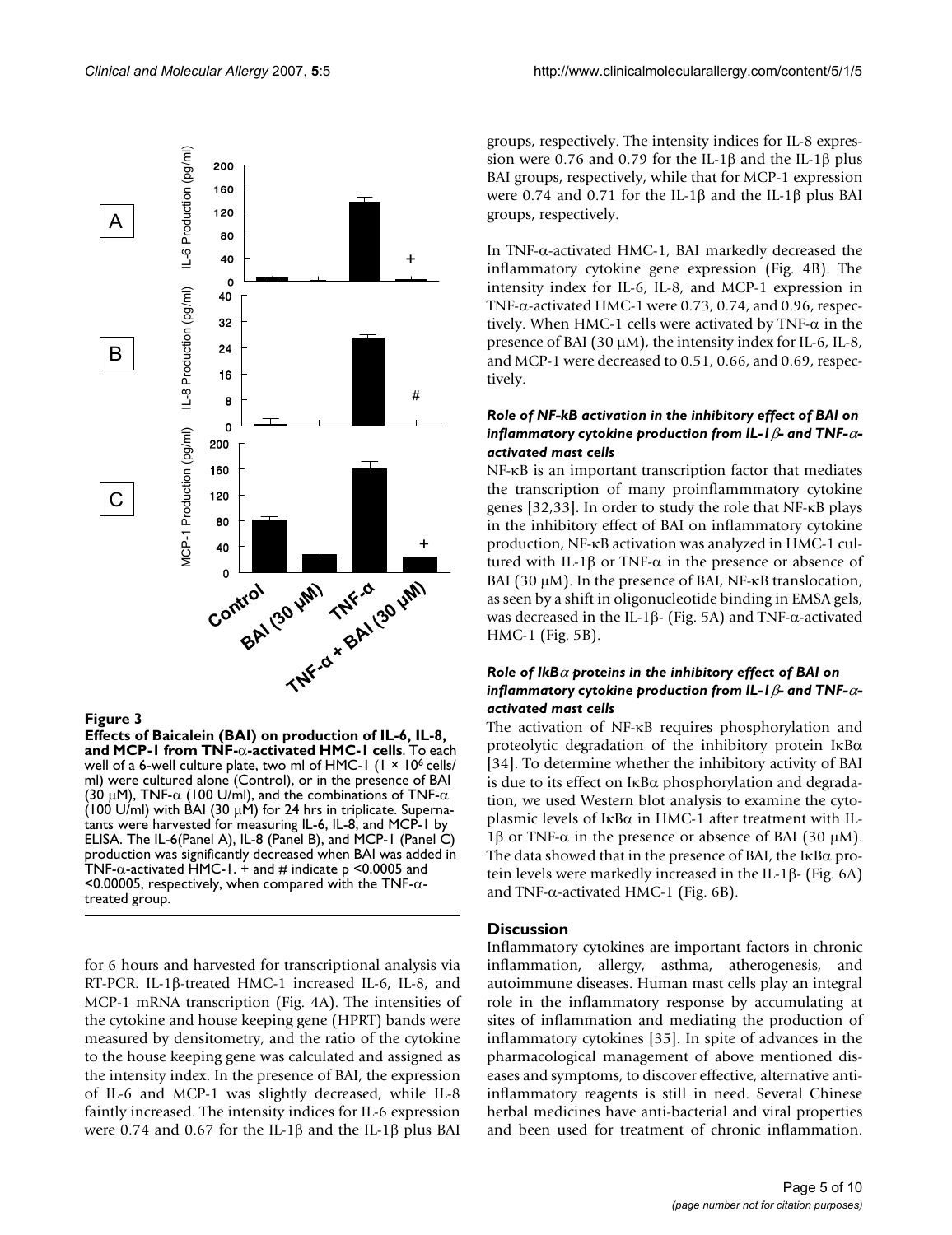**Figure 3**

**Effects of Baicalein (BAI) on production of IL-6, IL-8, and MCP-1 from TNF-α-activated HMC-1 cells**. To each well of a 6-well culture plate, two ml of HMC-1 ($1 \times 10^6$ cells/ml) were cultured alone (Control), or in the presence of BAI (30 μM), TNF-α (100 U/ml), and the combinations of TNF-α (100 U/ml) with BAI (30 μM) for 24 hrs in triplicate. Supernatants were harvested for measuring IL-6, IL-8, and MCP-1 by ELISA. The IL-6(Panel A), IL-8 (Panel B), and MCP-1 (Panel C) production was significantly decreased when BAI was added in TNF-α-activated HMC-1. + and # indicate $p < 0.0005$ and $< 0.00005$, respectively, when compared with the TNF-α-treated group.

for 6 hours and harvested for transcriptional analysis via RT-PCR. IL-1β-treated HMC-1 increased IL-6, IL-8, and MCP-1 mRNA transcription (Fig. 4A). The intensities of the cytokine and house keeping gene (HPRT) bands were measured by densitometry, and the ratio of the cytokine to the house keeping gene was calculated and assigned as the intensity index. In the presence of BAI, the expression of IL-6 and MCP-1 was slightly decreased, while IL-8 faintly increased. The intensity indices for IL-6 expression were 0.74 and 0.67 for the IL-1β and the IL-1β plus BAI groups, respectively. The intensity indices for IL-8 expression were 0.76 and 0.79 for the IL-1β and the IL-1β plus BAI groups, respectively, while that for MCP-1 expression were 0.74 and 0.71 for the IL-1β and the IL-1β plus BAI groups, respectively.

In TNF-α-activated HMC-1, BAI markedly decreased the inflammatory cytokine gene expression (Fig. 4B). The intensity index for IL-6, IL-8, and MCP-1 expression in TNF-α-activated HMC-1 were 0.73, 0.74, and 0.96, respectively. When HMC-1 cells were activated by TNF-α in the presence of BAI (30 μM), the intensity index for IL-6, IL-8, and MCP-1 were decreased to 0.51, 0.66, and 0.69, respectively.

#### *Role of NF-kB activation in the inhibitory effect of BAI on inflammatory cytokine production from IL-1β- and TNF-α-activated mast cells*

NF-κB is an important transcription factor that mediates the transcription of many proinflammmatory cytokine genes [32,33]. In order to study the role that NF-κB plays in the inhibitory effect of BAI on inflammatory cytokine production, NF-κB activation was analyzed in HMC-1 cultured with IL-1β or TNF-α in the presence or absence of BAI (30 μM). In the presence of BAI, NF-κB translocation, as seen by a shift in oligonucleotide binding in EMSA gels, was decreased in the IL-1β- (Fig. 5A) and TNF-α-activated HMC-1 (Fig. 5B).

#### *Role of IkBα proteins in the inhibitory effect of BAI on inflammatory cytokine production from IL-1β- and TNF-α-activated mast cells*

The activation of NF-κB requires phosphorylation and proteolytic degradation of the inhibitory protein IκBα [34]. To determine whether the inhibitory activity of BAI is due to its effect on IκBα phosphorylation and degradation, we used Western blot analysis to examine the cytoplasmic levels of IκBα in HMC-1 after treatment with IL-1β or TNF-α in the presence or absence of BAI (30 μM). The data showed that in the presence of BAI, the IκBα protein levels were markedly increased in the IL-1β- (Fig. 6A) and TNF-α-activated HMC-1 (Fig. 6B).

## Discussion

Inflammatory cytokines are important factors in chronic inflammation, allergy, asthma, atherogenesis, and autoimmune diseases. Human mast cells play an integral role in the inflammatory response by accumulating at sites of inflammation and mediating the production of inflammatory cytokines [35]. In spite of advances in the pharmacological management of above mentioned diseases and symptoms, to discover effective, alternative anti-inflammatory reagents is still in need. Several Chinese herbal medicines have anti-bacterial and viral properties and been used for treatment of chronic inflammation.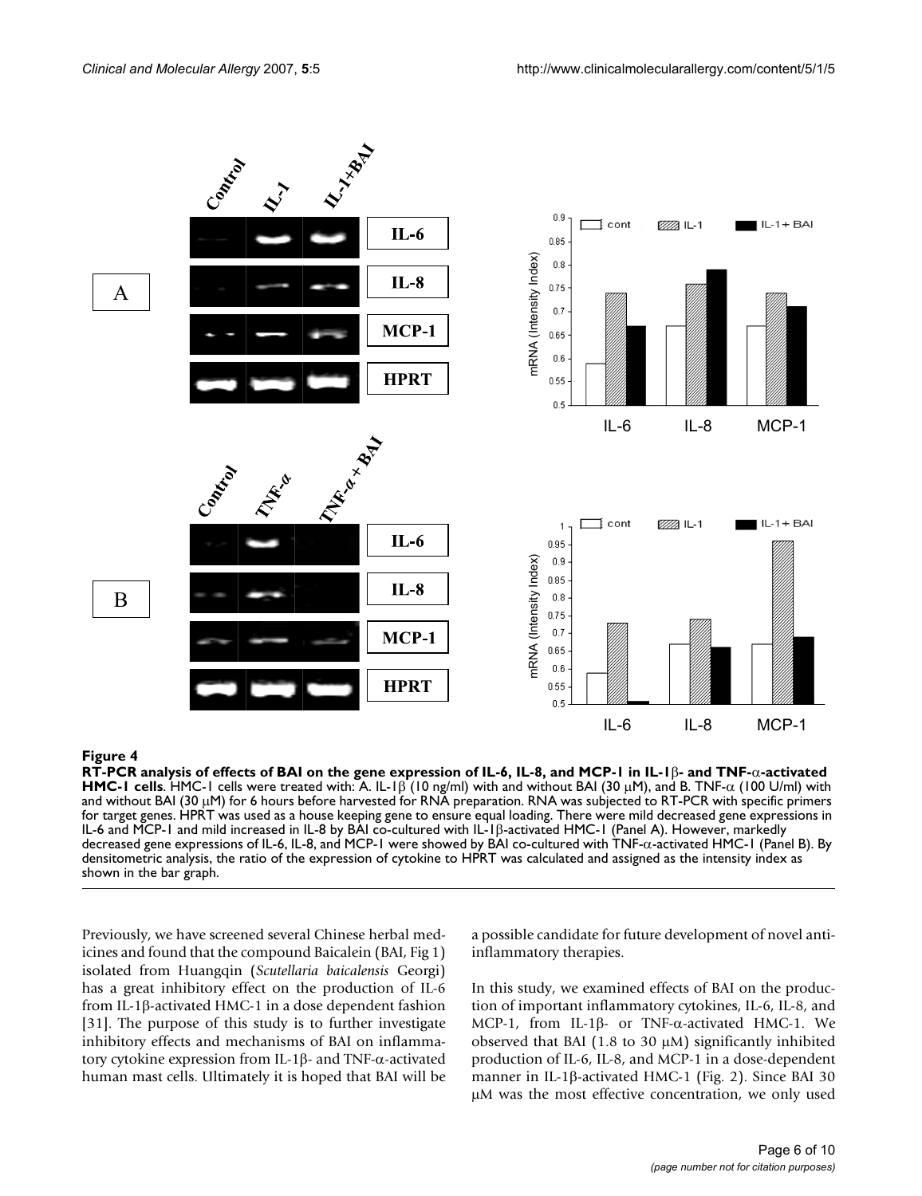**Figure 4**

**RT-PCR analysis of effects of BAI on the gene expression of IL-6, IL-8, and MCP-1 in IL-1β- and TNF-α-activated HMC-1 cells**. HMC-1 cells were treated with: A. IL-1β (10 ng/ml) with and without BAI (30 μM), and B. TNF-α (100 U/ml) with and without BAI (30 μM) for 6 hours before harvested for RNA preparation. RNA was subjected to RT-PCR with specific primers for target genes. HPRT was used as a house keeping gene to ensure equal loading. There were mild decreased gene expressions in IL-6 and MCP-1 and mild increased in IL-8 by BAI co-cultured with IL-1β-activated HMC-1 (Panel A). However, markedly decreased gene expressions of IL-6, IL-8, and MCP-1 were showed by BAI co-cultured with TNF-α-activated HMC-1 (Panel B). By densitometric analysis, the ratio of the expression of cytokine to HPRT was calculated and assigned as the intensity index as shown in the bar graph.

Previously, we have screened several Chinese herbal medicines and found that the compound Baicalein (BAI, Fig 1) isolated from Huangqin (*Scutellaria baicalensis* Georgi) has a great inhibitory effect on the production of IL-6 from IL-1β-activated HMC-1 in a dose dependent fashion [31]. The purpose of this study is to further investigate inhibitory effects and mechanisms of BAI on inflammatory cytokine expression from IL-1β- and TNF-α-activated human mast cells. Ultimately it is hoped that BAI will be a possible candidate for future development of novel anti-inflammatory therapies.

In this study, we examined effects of BAI on the production of important inflammatory cytokines, IL-6, IL-8, and MCP-1, from IL-1β- or TNF-α-activated HMC-1. We observed that BAI (1.8 to 30 μM) significantly inhibited production of IL-6, IL-8, and MCP-1 in a dose-dependent manner in IL-1β-activated HMC-1 (Fig. 2). Since BAI 30 μM was the most effective concentration, we only used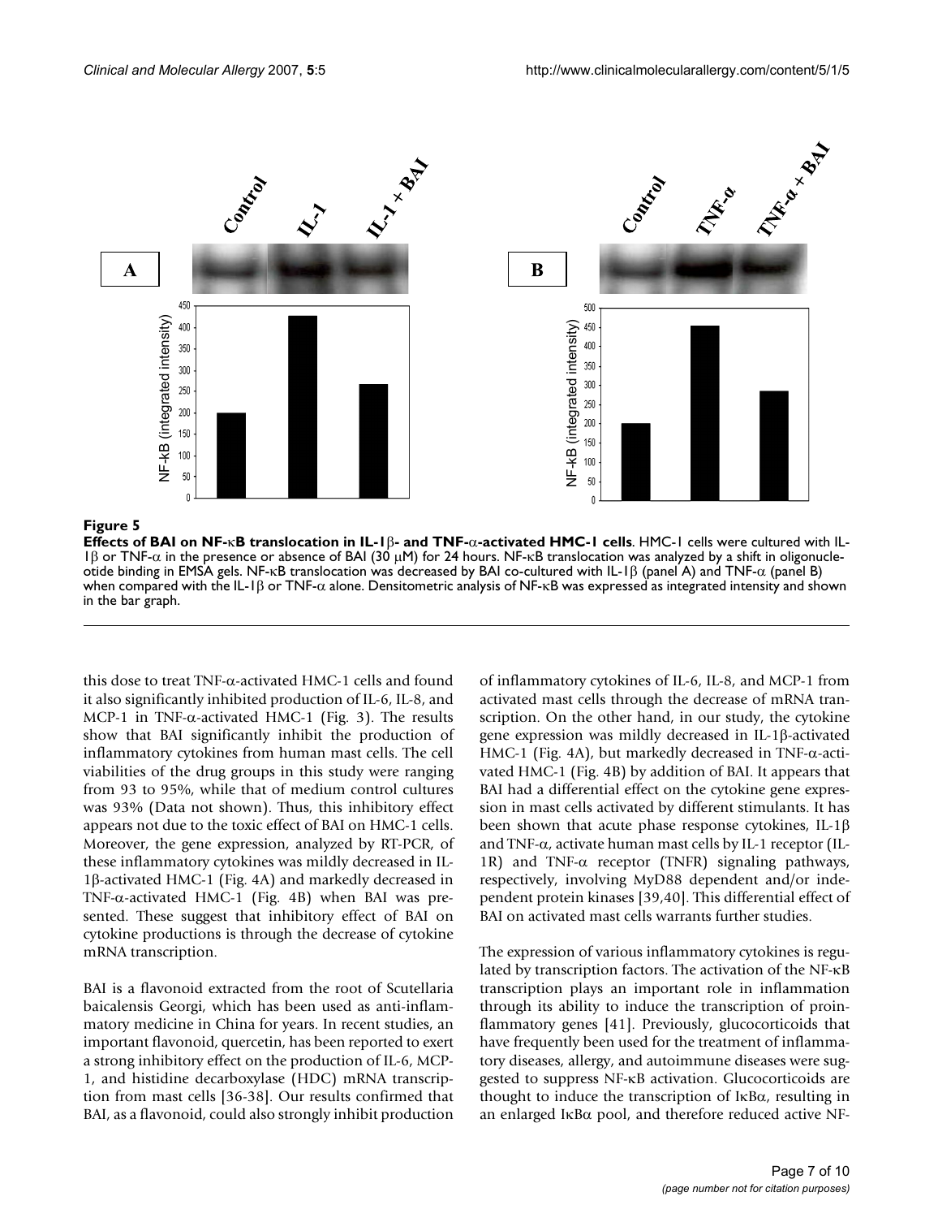**Figure 5**

**Effects of BAI on NF-κB translocation in IL-1β- and TNF-α-activated HMC-1 cells**. HMC-1 cells were cultured with IL-1β or TNF-α in the presence or absence of BAI (30 μM) for 24 hours. NF-κB translocation was analyzed by a shift in oligonucleotide binding in EMSA gels. NF-κB translocation was decreased by BAI co-cultured with IL-1β (panel A) and TNF-α (panel B) when compared with the IL-1β or TNF-α alone. Densitometric analysis of NF-κB was expressed as integrated intensity and shown in the bar graph.

this dose to treat TNF-α-activated HMC-1 cells and found it also significantly inhibited production of IL-6, IL-8, and MCP-1 in TNF-α-activated HMC-1 (Fig. 3). The results show that BAI significantly inhibit the production of inflammatory cytokines from human mast cells. The cell viabilities of the drug groups in this study were ranging from 93 to 95%, while that of medium control cultures was 93% (Data not shown). Thus, this inhibitory effect appears not due to the toxic effect of BAI on HMC-1 cells. Moreover, the gene expression, analyzed by RT-PCR, of these inflammatory cytokines was mildly decreased in IL-1β-activated HMC-1 (Fig. 4A) and markedly decreased in TNF-α-activated HMC-1 (Fig. 4B) when BAI was presented. These suggest that inhibitory effect of BAI on cytokine productions is through the decrease of cytokine mRNA transcription.

BAI is a flavonoid extracted from the root of Scutellaria baicalensis Georgi, which has been used as anti-inflammatory medicine in China for years. In recent studies, an important flavonoid, quercetin, has been reported to exert a strong inhibitory effect on the production of IL-6, MCP-1, and histidine decarboxylase (HDC) mRNA transcription from mast cells [36-38]. Our results confirmed that BAI, as a flavonoid, could also strongly inhibit production of inflammatory cytokines of IL-6, IL-8, and MCP-1 from activated mast cells through the decrease of mRNA transcription. On the other hand, in our study, the cytokine gene expression was mildly decreased in IL-1β-activated HMC-1 (Fig. 4A), but markedly decreased in TNF-α-activated HMC-1 (Fig. 4B) by addition of BAI. It appears that BAI had a differential effect on the cytokine gene expression in mast cells activated by different stimulants. It has been shown that acute phase response cytokines, IL-1β and TNF-α, activate human mast cells by IL-1 receptor (IL-1R) and TNF-α receptor (TNFR) signaling pathways, respectively, involving MyD88 dependent and/or independent protein kinases [39,40]. This differential effect of BAI on activated mast cells warrants further studies.

The expression of various inflammatory cytokines is regulated by transcription factors. The activation of the NF-κB transcription plays an important role in inflammation through its ability to induce the transcription of proinflammatory genes [41]. Previously, glucocorticoids that have frequently been used for the treatment of inflammatory diseases, allergy, and autoimmune diseases were suggested to suppress NF-κB activation. Glucocorticoids are thought to induce the transcription of IκBα, resulting in an enlarged IκBα pool, and therefore reduced active NF-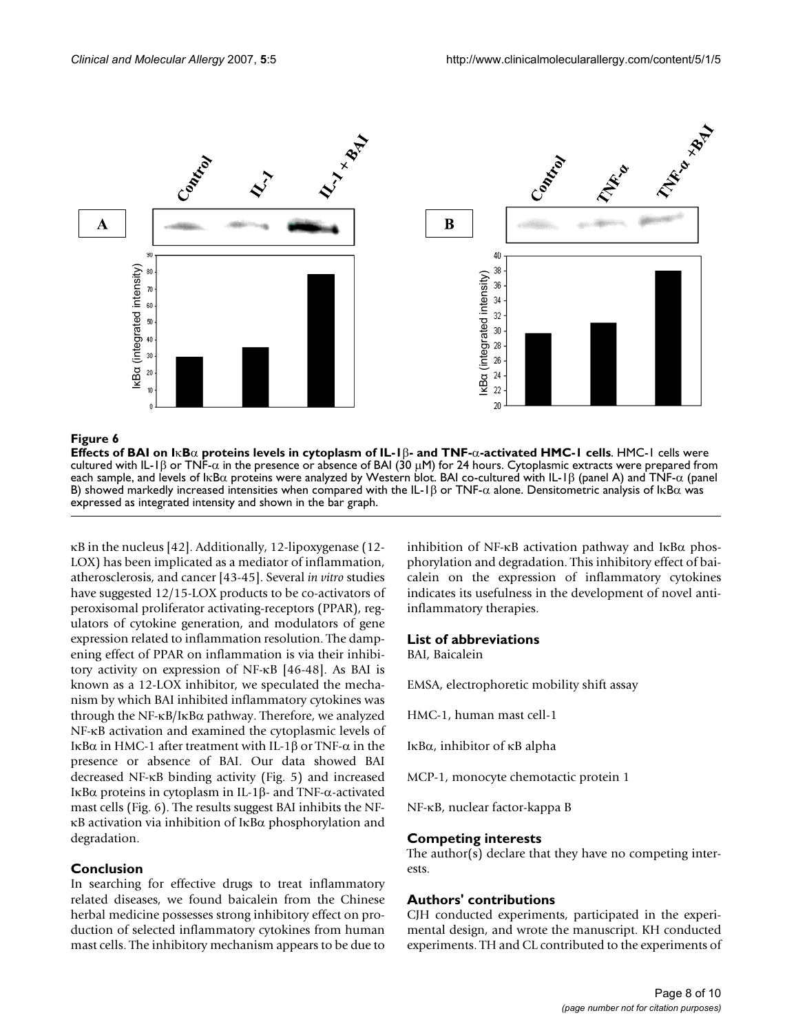**Figure 6**

**Effects of BAI on IκBα proteins levels in cytoplasm of IL-1β- and TNF-α-activated HMC-1 cells**. HMC-1 cells were cultured with IL-1β or TNF-α in the presence or absence of BAI (30 μM) for 24 hours. Cytoplasmic extracts were prepared from each sample, and levels of IκBα proteins were analyzed by Western blot. BAI co-cultured with IL-1β (panel A) and TNF-α (panel B) showed markedly increased intensities when compared with the IL-1β or TNF-α alone. Densitometric analysis of IκBα was expressed as integrated intensity and shown in the bar graph.

κB in the nucleus [42]. Additionally, 12-lipoxygenase (12-LOX) has been implicated as a mediator of inflammation, atherosclerosis, and cancer [43-45]. Several *in vitro* studies have suggested 12/15-LOX products to be co-activators of peroxisomal proliferator activating-receptors (PPAR), regulators of cytokine generation, and modulators of gene expression related to inflammation resolution. The dampening effect of PPAR on inflammation is via their inhibitory activity on expression of NF-κB [46-48]. As BAI is known as a 12-LOX inhibitor, we speculated the mechanism by which BAI inhibited inflammatory cytokines was through the NF-κB/IκBα pathway. Therefore, we analyzed NF-κB activation and examined the cytoplasmic levels of IκBα in HMC-1 after treatment with IL-1β or TNF-α in the presence or absence of BAI. Our data showed BAI decreased NF-κB binding activity (Fig. 5) and increased IκBα proteins in cytoplasm in IL-1β- and TNF-α-activated mast cells (Fig. 6). The results suggest BAI inhibits the NF-κB activation via inhibition of IκBα phosphorylation and degradation.

## Conclusion

In searching for effective drugs to treat inflammatory related diseases, we found baicalein from the Chinese herbal medicine possesses strong inhibitory effect on production of selected inflammatory cytokines from human mast cells. The inhibitory mechanism appears to be due to inhibition of NF-κB activation pathway and IκBα phosphorylation and degradation. This inhibitory effect of baicalein on the expression of inflammatory cytokines indicates its usefulness in the development of novel anti-inflammatory therapies.

## List of abbreviations

BAI, Baicalein

EMSA, electrophoretic mobility shift assay

HMC-1, human mast cell-1

IκBα, inhibitor of κB alpha

MCP-1, monocyte chemotactic protein 1

NF-κB, nuclear factor-kappa B

## Competing interests

The author(s) declare that they have no competing interests.

## Authors' contributions

CJH conducted experiments, participated in the experimental design, and wrote the manuscript. KH conducted experiments. TH and CL contributed to the experiments of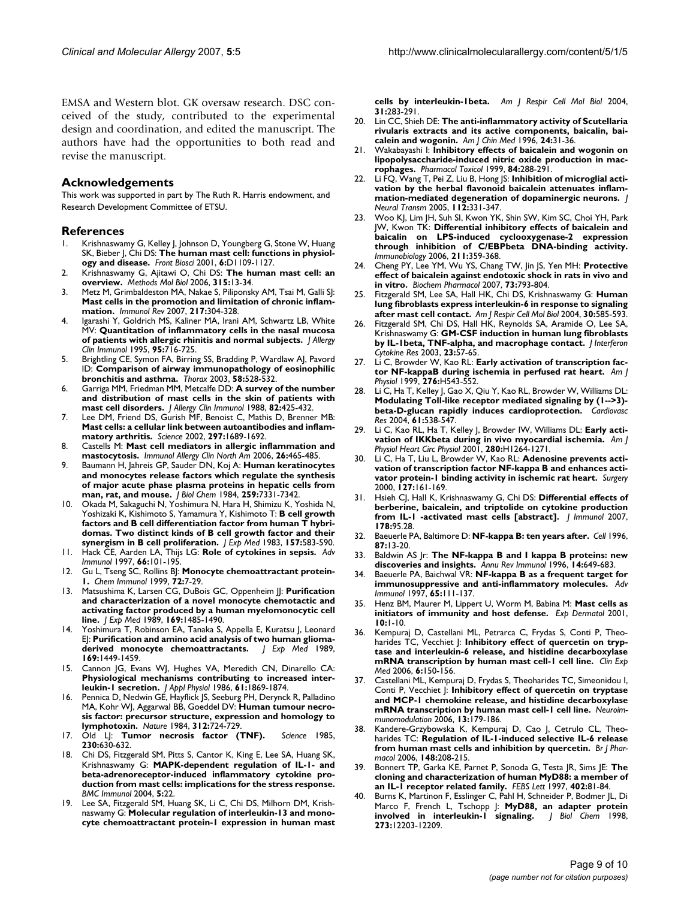EMSA and Western blot. GK oversaw research. DSC conceived of the study, contributed to the experimental design and coordination, and edited the manuscript. The authors have had the opportunities to both read and revise the manuscript.

## Acknowledgements

This work was supported in part by The Ruth R. Harris endowment, and Research Development Committee of ETSU.

## References

1. Krishnaswamy G, Kelley J, Johnson D, Youngberg G, Stone W, Huang SK, Bieber J, Chi DS: **The human mast cell: functions in physiology and disease.** *Front Biosci* 2001, **6**:D1109-1127.
2. Krishnaswamy G, Ajitawi O, Chi DS: **The human mast cell: an overview.** *Methods Mol Biol* 2006, **315**:13-34.
3. Metz M, Grimbaldeston MA, Nakae S, Piliponsky AM, Tsai M, Galli SJ: **Mast cells in the promotion and limitation of chronic inflammation.** *Immunol Rev* 2007, **217**:304-328.
4. Igarashi Y, Goldrich MS, Kaliner MA, Irani AM, Schwartz LB, White MV: **Quantitation of inflammatory cells in the nasal mucosa of patients with allergic rhinitis and normal subjects.** *J Allergy Clin Immunol* 1995, **95**:716-725.
5. Brightling CE, Symon FA, Birring SS, Bradding P, Wardlaw AJ, Pavord ID: **Comparison of airway immunopathology of eosinophilic bronchitis and asthma.** *Thorax* 2003, **58**:528-532.
6. Garriga MM, Friedman MM, Metcalfe DD: **A survey of the number and distribution of mast cells in the skin of patients with mast cell disorders.** *J Allergy Clin Immunol* 1988, **82**:425-432.
7. Lee DM, Friend DS, Gurish MF, Benoist C, Mathis D, Brenner MB: **Mast cells: a cellular link between autoantibodies and inflammatory arthritis.** *Science* 2002, **297**:1689-1692.
8. Castells M: **Mast cell mediators in allergic inflammation and mastocytosis.** *Immunol Allergy Clin North Am* 2006, **26**:465-485.
9. Baumann H, Jahreis GP, Sauder DN, Koj A: **Human keratinocytes and monocytes release factors which regulate the synthesis of major acute phase plasma proteins in hepatic cells from man, rat, and mouse.** *J Biol Chem* 1984, **259**:7331-7342.
10. Okada M, Sakaguchi N, Yoshimura N, Hara H, Shimizu K, Yoshida N, Yoshizaki K, Kishimoto S, Yamamura Y, Kishimoto T: **B cell growth factors and B cell differentiation factor from human T hybridomas. Two distinct kinds of B cell growth factor and their synergism in B cell proliferation.** *J Exp Med* 1983, **157**:583-590.
11. Hack CE, Aarden LA, Thijs LG: **Role of cytokines in sepsis.** *Adv Immunol* 1997, **66**:101-195.
12. Gu L, Tseng SC, Rollins BJ: **Monocyte chemoattractant protein-1.** *Chem Immunol* 1999, **72**:7-29.
13. Matsushima K, Larsen CG, DuBois GC, Oppenheim JJ: **Purification and characterization of a novel monocyte chemotactic and activating factor produced by a human myelomonocytic cell line.** *J Exp Med* 1989, **169**:1485-1490.
14. Yoshimura T, Robinson EA, Tanaka S, Appella E, Kuratsu J, Leonard EJ: **Purification and amino acid analysis of two human glioma-derived monocyte chemoattractants.** *J Exp Med* 1989, **169**:1449-1459.
15. Cannon JG, Evans WJ, Hughes VA, Meredith CN, Dinarello CA: **Physiological mechanisms contributing to increased interleukin-1 secretion.** *J Appl Physiol* 1986, **61**:1869-1874.
16. Pennica D, Nedwin GE, Hayflick JS, Seeburg PH, Derynck R, Palladino MA, Kohr WJ, Aggarwal BB, Goeddel DV: **Human tumour necrosis factor: precursor structure, expression and homology to lymphotoxin.** *Nature* 1984, **312**:724-729.
17. Old LJ: **Tumor necrosis factor (TNF).** *Science* 1985, **230**:630-632.
18. Chi DS, Fitzgerald SM, Pitts S, Cantor K, King E, Lee SA, Huang SK, Krishnaswamy G: **MAPK-dependent regulation of IL-1- and beta-adrenoreceptor-induced inflammatory cytokine production from mast cells: implications for the stress response.** *BMC Immunol* 2004, **5**:22.
19. Lee SA, Fitzgerald SM, Huang SK, Li C, Chi DS, Milhorn DM, Krishnaswamy G: **Molecular regulation of interleukin-13 and monocyte chemoattractant protein-1 expression in human mast cells by interleukin-1beta.** *Am J Respir Cell Mol Biol* 2004, **31**:283-291.
20. Lin CC, Shieh DE: **The anti-inflammatory activity of Scutellaria rivularis extracts and its active components, baicalin, baicalein and wogonin.** *Am J Chin Med* 1996, **24**:31-36.
21. Wakabayashi I: **Inhibitory effects of baicalein and wogonin on lipopolysaccharide-induced nitric oxide production in macrophages.** *Pharmacol Toxicol* 1999, **84**:288-291.
22. Li FQ, Wang T, Pei Z, Liu B, Hong JS: **Inhibition of microglial activation by the herbal flavonoid baicalein attenuates inflammation-mediated degeneration of dopaminergic neurons.** *J Neural Transm* 2005, **112**:331-347.
23. Woo KJ, Lim JH, Suh SI, Kwon YK, Shin SW, Kim SC, Choi YH, Park JW, Kwon TK: **Differential inhibitory effects of baicalein and baicalin on LPS-induced cyclooxygenase-2 expression through inhibition of C/EBPbeta DNA-binding activity.** *Immunobiology* 2006, **211**:359-368.
24. Cheng PY, Lee YM, Wu YS, Chang TW, Jin JS, Yen MH: **Protective effect of baicalein against endotoxic shock in rats in vivo and in vitro.** *Biochem Pharmacol* 2007, **73**:793-804.
25. Fitzgerald SM, Lee SA, Hall HK, Chi DS, Krishnaswamy G: **Human lung fibroblasts express interleukin-6 in response to signaling after mast cell contact.** *Am J Respir Cell Mol Biol* 2004, **30**:585-593.
26. Fitzgerald SM, Chi DS, Hall HK, Reynolds SA, Aramide O, Lee SA, Krishnaswamy G: **GM-CSF induction in human lung fibroblasts by IL-1beta, TNF-alpha, and macrophage contact.** *J Interferon Cytokine Res* 2003, **23**:57-65.
27. Li C, Browder W, Kao RL: **Early activation of transcription factor NF-kappaB during ischemia in perfused rat heart.** *Am J Physiol* 1999, **276**:H543-552.
28. Li C, Ha T, Kelley J, Gao X, Qiu Y, Kao RL, Browder W, Williams DL: **Modulating Toll-like receptor mediated signaling by (1-->3)-beta-D-glucan rapidly induces cardioprotection.** *Cardiovasc Res* 2004, **61**:538-547.
29. Li C, Kao RL, Ha T, Kelley J, Browder IW, Williams DL: **Early activation of IKKbeta during in vivo myocardial ischemia.** *Am J Physiol Heart Circ Physiol* 2001, **280**:H1264-1271.
30. Li C, Ha T, Liu L, Browder W, Kao RL: **Adenosine prevents activation of transcription factor NF-kappa B and enhances activator protein-1 binding activity in ischemic rat heart.** *Surgery* 2000, **127**:161-169.
31. Hsieh CJ, Hall K, Krishnaswamy G, Chi DS: **Differential effects of berberine, baicalein, and triptolide on cytokine production from IL-1 -activated mast cells [abstract].** *J Immunol* 2007, **178**:95.28.
32. Baeuerle PA, Baltimore D: **NF-kappa B: ten years after.** *Cell* 1996, **87**:13-20.
33. Baldwin AS Jr: **The NF-kappa B and I kappa B proteins: new discoveries and insights.** *Annu Rev Immunol* 1996, **14**:649-683.
34. Baeuerle PA, Baichwal VR: **NF-kappa B as a frequent target for immunosuppressive and anti-inflammatory molecules.** *Adv Immunol* 1997, **65**:111-137.
35. Henz BM, Maurer M, Lippert U, Worm M, Babina M: **Mast cells as initiators of immunity and host defense.** *Exp Dermatol* 2001, **10**:1-10.
36. Kempuraj D, Castellani ML, Petrarca C, Frydas S, Conti P, Theoharides TC, Vecchiet J: **Inhibitory effect of quercetin on tryptase and interleukin-6 release, and histidine decarboxylase mRNA transcription by human mast cell-1 cell line.** *Clin Exp Med* 2006, **6**:150-156.
37. Castellani ML, Kempuraj D, Frydas S, Theoharides TC, Simeonidou I, Conti P, Vecchiet J: **Inhibitory effect of quercetin on tryptase and MCP-1 chemokine release, and histidine decarboxylase mRNA transcription by human mast cell-1 cell line.** *Neuroimmunomodulation* 2006, **13**:179-186.
38. Kandere-Grzybowska K, Kempuraj D, Cao J, Cetrulo CL, Theoharides TC: **Regulation of IL-1-induced selective IL-6 release from human mast cells and inhibition by quercetin.** *Br J Pharmacol* 2006, **148**:208-215.
39. Bonnert TP, Garka KE, Parnet P, Sonoda G, Testa JR, Sims JE: **The cloning and characterization of human MyD88: a member of an IL-1 receptor related family.** *FEBS Lett* 1997, **402**:81-84.
40. Burns K, Martinon F, Esslinger C, Pahl H, Schneider P, Bodmer JL, Di Marco F, French L, Tschopp J: **MyD88, an adapter protein involved in interleukin-1 signaling.** *J Biol Chem* 1998, **273**:12203-12209.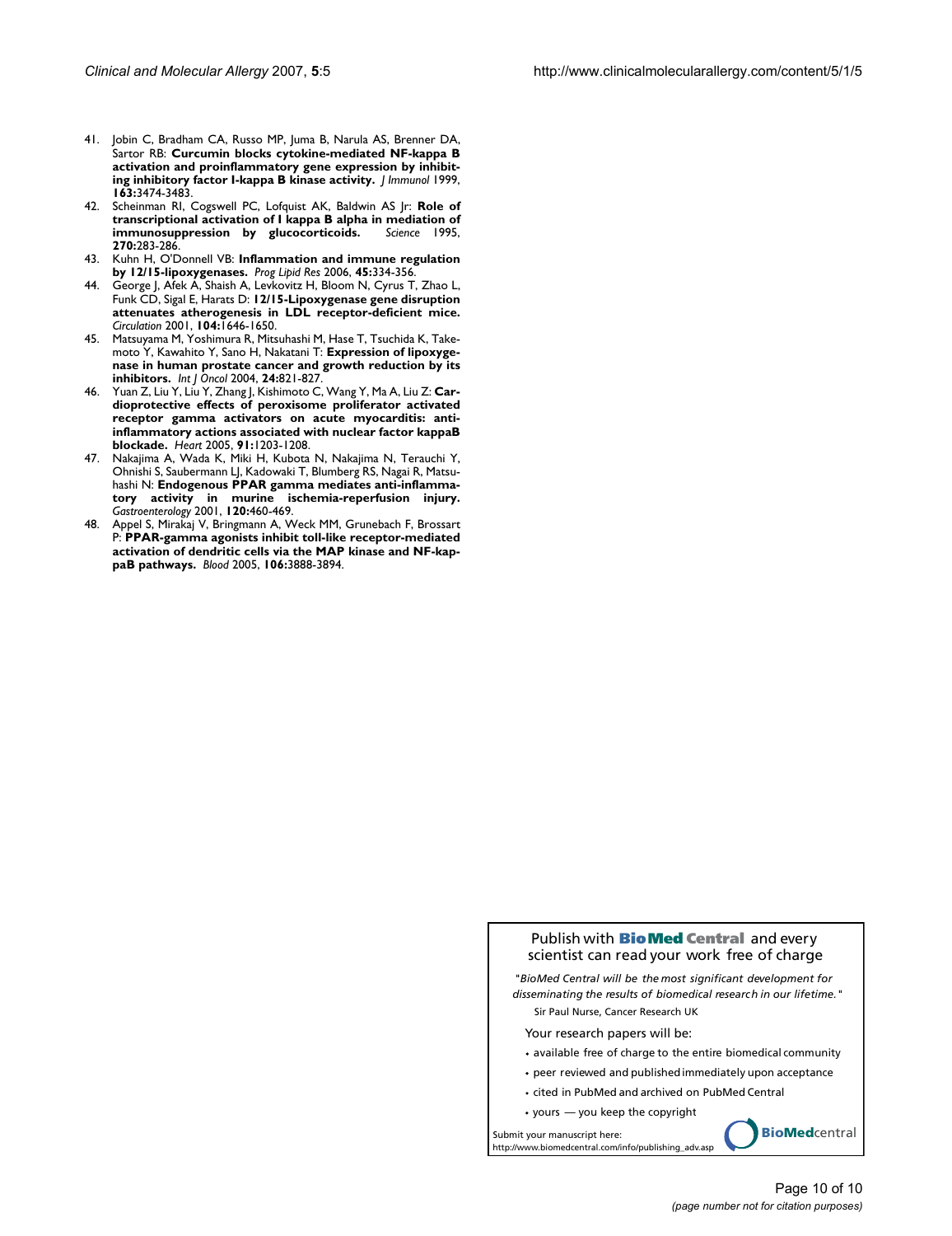41. Jobin C, Bradham CA, Russo MP, Juma B, Narula AS, Brenner DA, Sartor RB: **Curcumin blocks cytokine-mediated NF-kappa B activation and proinflammatory gene expression by inhibiting inhibitory factor I-kappa B kinase activity.** *J Immunol* 1999, **163:**3474-3483.
42. Scheinman RI, Cogswell PC, Lofquist AK, Baldwin AS Jr: **Role of transcriptional activation of I kappa B alpha in mediation of immunosuppression by glucocorticoids.** *Science* 1995, **270:**283-286.
43. Kuhn H, O'Donnell VB: **Inflammation and immune regulation by 12/15-lipoxygenases.** *Prog Lipid Res* 2006, **45:**334-356.
44. George J, Afek A, Shaish A, Levkovitz H, Bloom N, Cyrus T, Zhao L, Funk CD, Sigal E, Harats D: **12/15-Lipoxygenase gene disruption attenuates atherogenesis in LDL receptor-deficient mice.** *Circulation* 2001, **104:**1646-1650.
45. Matsuyama M, Yoshimura R, Mitsuhashi M, Hase T, Tsuchida K, Takemoto Y, Kawahito Y, Sano H, Nakatani T: **Expression of lipoxygenase in human prostate cancer and growth reduction by its inhibitors.** *Int J Oncol* 2004, **24:**821-827.
46. Yuan Z, Liu Y, Liu Y, Zhang J, Kishimoto C, Wang Y, Ma A, Liu Z: **Cardioprotective effects of peroxisome proliferator activated receptor gamma activators on acute myocarditis: anti-inflammatory actions associated with nuclear factor kappaB blockade.** *Heart* 2005, **91:**1203-1208.
47. Nakajima A, Wada K, Miki H, Kubota N, Nakajima N, Terauchi Y, Ohnishi S, Saubermann LJ, Kadowaki T, Blumberg RS, Nagai R, Matsuhashi N: **Endogenous PPAR gamma mediates anti-inflammatory activity in murine ischemia-reperfusion injury.** *Gastroenterology* 2001, **120:**460-469.
48. Appel S, Mirakaj V, Bringmann A, Weck MM, Grunebach F, Brossart P: **PPAR-gamma agonists inhibit toll-like receptor-mediated activation of dendritic cells via the MAP kinase and NF-kappaB pathways.** *Blood* 2005, **106:**3888-3894.

Publish with **BioMed Central** and every scientist can read your work free of charge

*"BioMed Central will be the most significant development for disseminating the results of biomedical research in our lifetime."*

Sir Paul Nurse, Cancer Research UK

Your research papers will be:

- available free of charge to the entire biomedical community
- peer reviewed and published immediately upon acceptance
- cited in PubMed and archived on PubMed Central
- yours — you keep the copyright

Submit your manuscript here:
http://www.biomedcentral.com/info/publishing_adv.asp

**BioMed**central